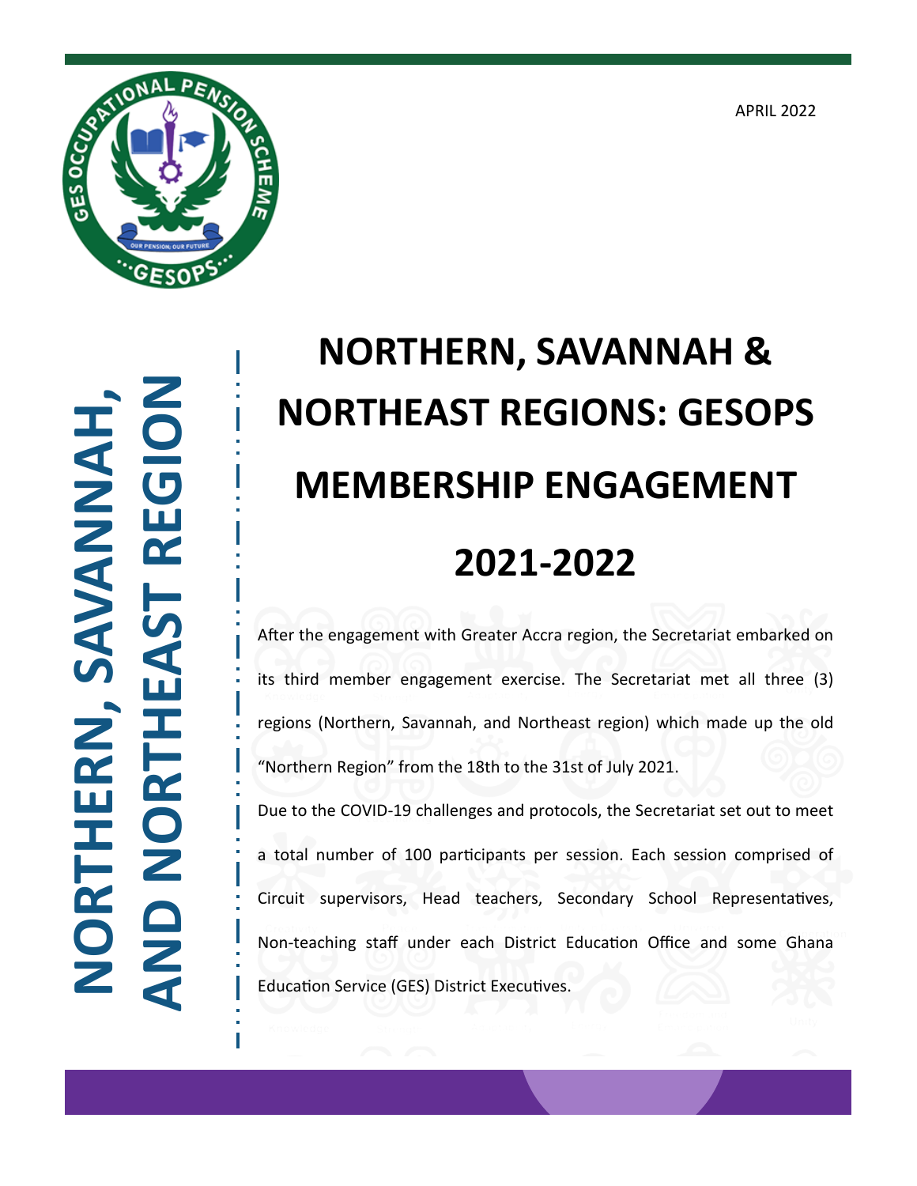APRIL 2022

NORTHERN, SAVANNAH, AND NORTHEAST REGION

# NORTHERN, SAVANNAH & NORTHEAST REGIONS: GESOPS MEMBERSHIP ENGAGEMENT 2021-2022

After the engagement with Greater Accra region, the Secretariat embarked on its third member engagement exercise. The Secretariat met all three (3) regions (Northern, Savannah, and Northeast region) which made up the old "Northern Region" from the 18th to the 31st of July 2021.

Due to the COVID-19 challenges and protocols, the Secretariat set out to meet a total number of 100 participants per session. Each session comprised of Circuit supervisors, Head teachers, Secondary School Representatives, Non-teaching staff under each District Education Office and some Ghana Education Service (GES) District Executives.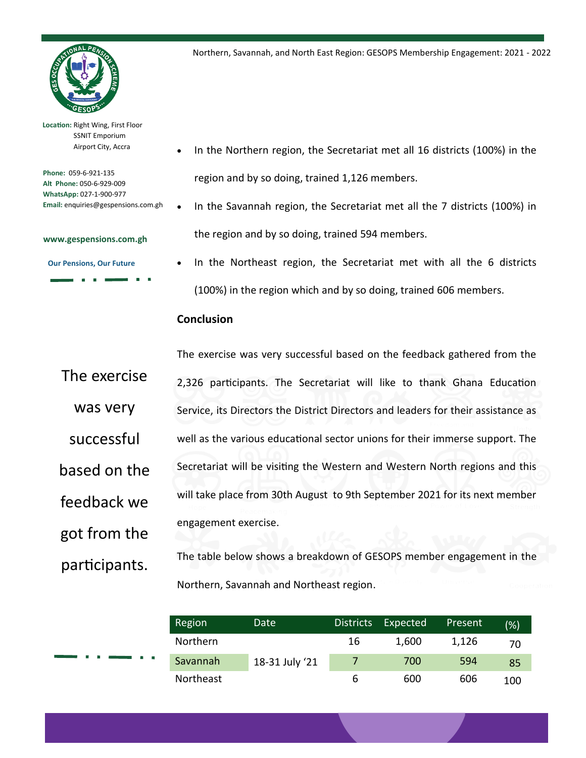Location: Right Wing, First Floor
SSNIT Emporium
Airport City, Accra

**Phone:** 059-6-921-135
**Alt Phone:** 050-6-929-009
**WhatsApp:** 027-1-900-977
**Email:** enquiries@gespensions.com.gh

**www.gespensions.com.gh**

**Our Pensions, Our Future**

- In the Northern region, the Secretariat met all 16 districts (100%) in the region and by so doing, trained 1,126 members.
- In the Savannah region, the Secretariat met all the 7 districts (100%) in the region and by so doing, trained 594 members.
- In the Northeast region, the Secretariat met with all the 6 districts (100%) in the region which and by so doing, trained 606 members.

**Conclusion**

The exercise was very successful based on the feedback gathered from the 2,326 participants. The Secretariat will like to thank Ghana Education Service, its Directors the District Directors and leaders for their assistance as well as the various educational sector unions for their immerse support. The Secretariat will be visiting the Western and Western North regions and this will take place from 30th August to 9th September 2021 for its next member engagement exercise.

The exercise was very successful based on the feedback we got from the participants.

The table below shows a breakdown of GESOPS member engagement in the Northern, Savannah and Northeast region.

| Region | Date | Districts | Expected | Present | (%) |
|---|---|---|---|---|---|
| Northern | 18-31 July '21 | 16 | 1,600 | 1,126 | 70 |
| Savannah | | 7 | 700 | 594 | 85 |
| Northeast | | 6 | 600 | 606 | 100 |